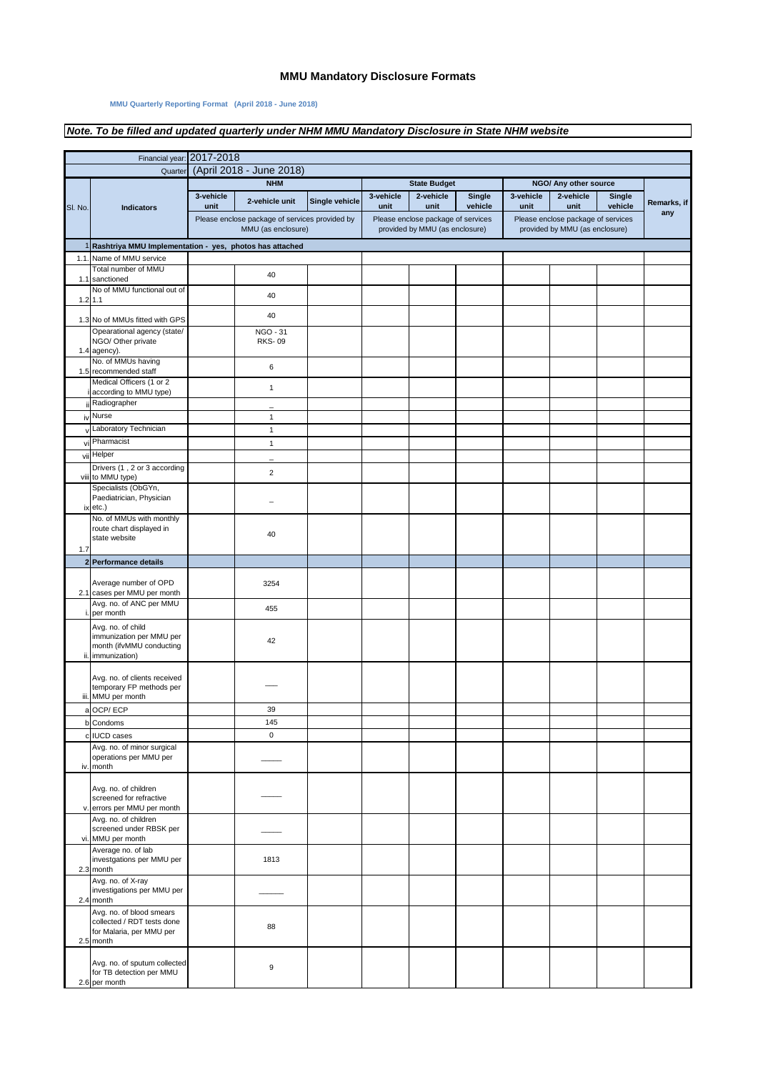# MMU Mandatory Disclosure Formats

**MMU Quarterly Reporting Format (April 2018 - June 2018)**

***Note. To be filled and updated quarterly under NHM MMU Mandatory Disclosure in State NHM website***

| Sl. No. | Indicators | NHM | | | State Budget | | | NGO/ Any other source | | | Remarks, if any |
|---|---|---|---|---|---|---|---|---|---|---|---|
| | Financial year: | 2017-2018 | | | | | | | | | |
| | Quarter | (April 2018 - June 2018) | | | | | | | | | |
| | | 3-vehicle unit | 2-vehicle unit | Single vehicle | 3-vehicle unit | 2-vehicle unit | Single vehicle | 3-vehicle unit | 2-vehicle unit | Single vehicle | |
| | | Please enclose package of services provided by MMU (as enclosure) | | | Please enclose package of services provided by MMU (as enclosure) | | | Please enclose package of services provided by MMU (as enclosure) | | | |
| 1 | **Rashtriya MMU Implementation - yes, photos has attached** | | | | | | | | | | |
| 1.1. | Name of MMU service | | | | | | | | | | |
| 1.1 | Total number of MMU sanctioned | | 40 | | | | | | | | |
| 1.2 | No of MMU functional out of 1.1 | | 40 | | | | | | | | |
| 1.3 | No of MMUs fitted with GPS | | 40 | | | | | | | | |
| 1.4 | Opearational agency (state/ NGO/ Other private agency). | | NGO - 31<br>RKS- 09 | | | | | | | | |
| 1.5 | No. of MMUs having recommended staff | | 6 | | | | | | | | |
| i | Medical Officers (1 or 2 according to MMU type) | | 1 | | | | | | | | |
| ii | Radiographer | | _ | | | | | | | | |
| iv | Nurse | | 1 | | | | | | | | |
| v | Laboratory Technician | | 1 | | | | | | | | |
| vi | Pharmacist | | 1 | | | | | | | | |
| vii | Helper | | _ | | | | | | | | |
| viii | Drivers (1 , 2 or 3 according to MMU type) | | 2 | | | | | | | | |
| ix | Specialists (ObGYn, Paediatrician, Physician etc.) | | _ | | | | | | | | |
| 1.7 | No. of MMUs with monthly route chart displayed in state website | | 40 | | | | | | | | |
| 2 | **Performance details** | | | | | | | | | | |
| 2.1 | Average number of OPD cases per MMU per month | | 3254 | | | | | | | | |
| i. | Avg. no. of ANC per MMU per month | | 455 | | | | | | | | |
| ii. | Avg. no. of child immunization per MMU per month (ifvMMU conducting immunization) | | 42 | | | | | | | | |
| iii. | Avg. no. of clients received temporary FP methods per MMU per month | | ___ | | | | | | | | |
| a | OCP/ ECP | | 39 | | | | | | | | |
| b | Condoms | | 145 | | | | | | | | |
| c | IUCD cases | | 0 | | | | | | | | |
| iv. | Avg. no. of minor surgical operations per MMU per month | | _____ | | | | | | | | |
| v. | Avg. no. of children screened for refractive errors per MMU per month | | _____ | | | | | | | | |
| vi. | Avg. no. of children screened under RBSK per MMU per month | | _____ | | | | | | | | |
| 2.3 | Average no. of lab investgations per MMU per month | | 1813 | | | | | | | | |
| 2.4 | Avg. no. of X-ray investigations per MMU per month | | ______ | | | | | | | | |
| 2.5 | Avg. no. of blood smears collected / RDT tests done for Malaria, per MMU per month | | 88 | | | | | | | | |
| 2.6 | Avg. no. of sputum collected for TB detection per MMU per month | | 9 | | | | | | | | |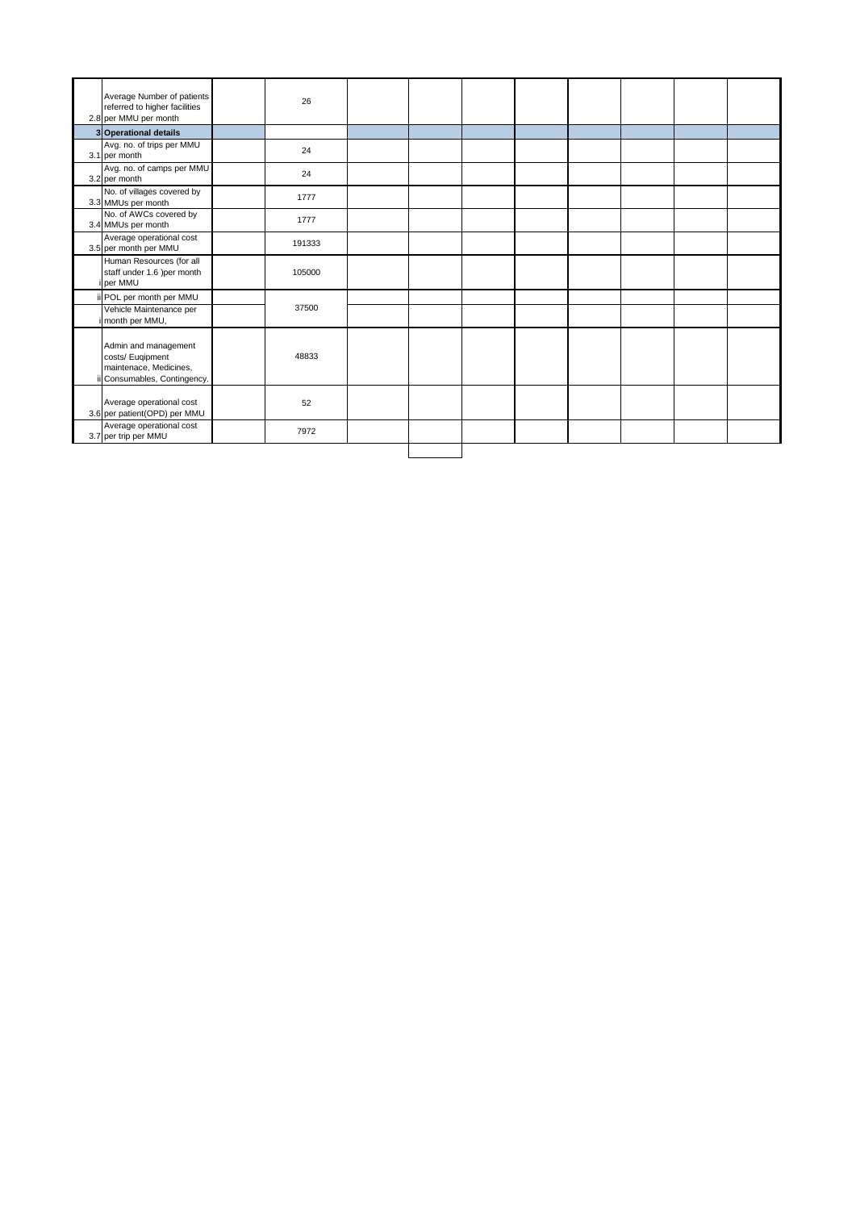| | | | | | | | | | | | |
|---|---|---|---|---|---|---|---|---|---|---|---|
| 2.8 | Average Number of patients referred to higher facilities per MMU per month | | 26 | | | | | | | | |
| 3 | **Operational details** | | | | | | | | | | |
| 3.1 | Avg. no. of trips per MMU per month | | 24 | | | | | | | | |
| 3.2 | Avg. no. of camps per MMU per month | | 24 | | | | | | | | |
| 3.3 | No. of villages covered by MMUs per month | | 1777 | | | | | | | | |
| 3.4 | No. of AWCs covered by MMUs per month | | 1777 | | | | | | | | |
| 3.5 | Average operational cost per month per MMU | | 191333 | | | | | | | | |
| i | Human Resources (for all staff under 1.6 )per month per MMU | | 105000 | | | | | | | | |
| ii | POL per month per MMU | | 37500 | | | | | | | | |
| i | Vehicle Maintenance per month per MMU, | | | | | | | | | | |
| ii | Admin and management costs/ Euqipment maintenace, Medicines, Consumables, Contingency. | | 48833 | | | | | | | | |
| 3.6 | Average operational cost per patient(OPD) per MMU | | 52 | | | | | | | | |
| 3.7 | Average operational cost per trip per MMU | | 7972 | | | | | | | | |